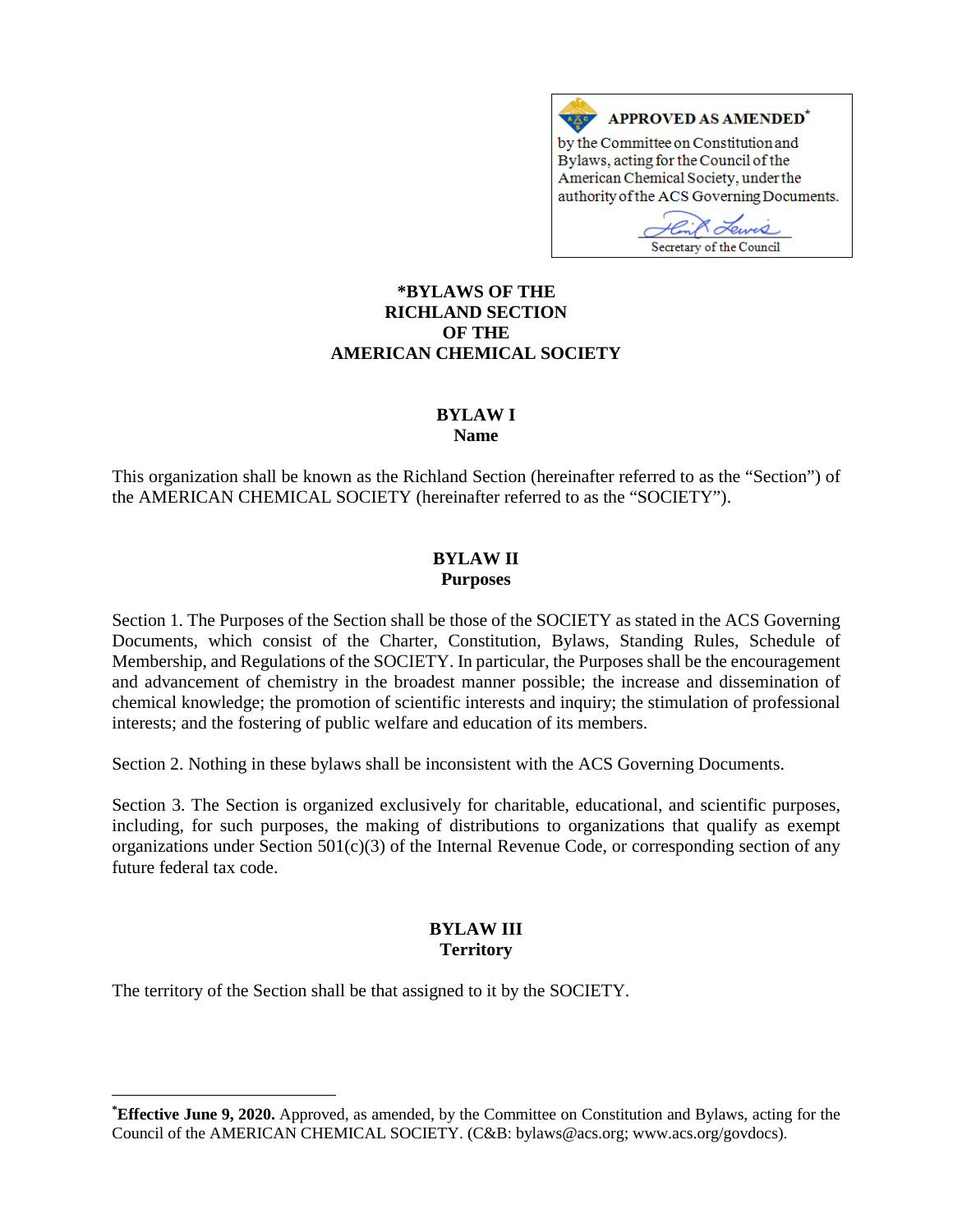**APPROVED AS AMENDED***

by the Committee on Constitution and Bylaws, acting for the Council of the American Chemical Society, under the authority of the ACS Governing Documents.

Secretary of the Council

# *BYLAWS OF THE RICHLAND SECTION OF THE AMERICAN CHEMICAL SOCIETY

## BYLAW I
**Name**

This organization shall be known as the Richland Section (hereinafter referred to as the "Section") of the AMERICAN CHEMICAL SOCIETY (hereinafter referred to as the "SOCIETY").

## BYLAW II
**Purposes**

Section 1. The Purposes of the Section shall be those of the SOCIETY as stated in the ACS Governing Documents, which consist of the Charter, Constitution, Bylaws, Standing Rules, Schedule of Membership, and Regulations of the SOCIETY. In particular, the Purposes shall be the encouragement and advancement of chemistry in the broadest manner possible; the increase and dissemination of chemical knowledge; the promotion of scientific interests and inquiry; the stimulation of professional interests; and the fostering of public welfare and education of its members.

Section 2. Nothing in these bylaws shall be inconsistent with the ACS Governing Documents.

Section 3. The Section is organized exclusively for charitable, educational, and scientific purposes, including, for such purposes, the making of distributions to organizations that qualify as exempt organizations under Section 501(c)(3) of the Internal Revenue Code, or corresponding section of any future federal tax code.

## BYLAW III
**Territory**

The territory of the Section shall be that assigned to it by the SOCIETY.

---

***Effective June 9, 2020.** Approved, as amended, by the Committee on Constitution and Bylaws, acting for the Council of the AMERICAN CHEMICAL SOCIETY. (C&B: bylaws@acs.org; www.acs.org/govdocs).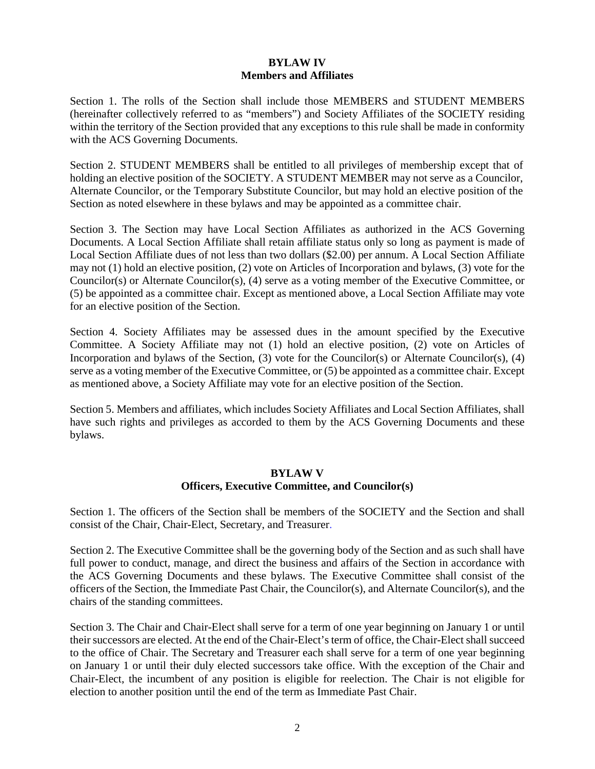## BYLAW IV
## Members and Affiliates

Section 1. The rolls of the Section shall include those MEMBERS and STUDENT MEMBERS (hereinafter collectively referred to as "members") and Society Affiliates of the SOCIETY residing within the territory of the Section provided that any exceptions to this rule shall be made in conformity with the ACS Governing Documents.

Section 2. STUDENT MEMBERS shall be entitled to all privileges of membership except that of holding an elective position of the SOCIETY. A STUDENT MEMBER may not serve as a Councilor, Alternate Councilor, or the Temporary Substitute Councilor, but may hold an elective position of the Section as noted elsewhere in these bylaws and may be appointed as a committee chair.

Section 3. The Section may have Local Section Affiliates as authorized in the ACS Governing Documents. A Local Section Affiliate shall retain affiliate status only so long as payment is made of Local Section Affiliate dues of not less than two dollars ($2.00) per annum. A Local Section Affiliate may not (1) hold an elective position, (2) vote on Articles of Incorporation and bylaws, (3) vote for the Councilor(s) or Alternate Councilor(s), (4) serve as a voting member of the Executive Committee, or (5) be appointed as a committee chair. Except as mentioned above, a Local Section Affiliate may vote for an elective position of the Section.

Section 4. Society Affiliates may be assessed dues in the amount specified by the Executive Committee. A Society Affiliate may not (1) hold an elective position, (2) vote on Articles of Incorporation and bylaws of the Section, (3) vote for the Councilor(s) or Alternate Councilor(s), (4) serve as a voting member of the Executive Committee, or (5) be appointed as a committee chair. Except as mentioned above, a Society Affiliate may vote for an elective position of the Section.

Section 5. Members and affiliates, which includes Society Affiliates and Local Section Affiliates, shall have such rights and privileges as accorded to them by the ACS Governing Documents and these bylaws.

## BYLAW V
## Officers, Executive Committee, and Councilor(s)

Section 1. The officers of the Section shall be members of the SOCIETY and the Section and shall consist of the Chair, Chair-Elect, Secretary, and Treasurer.

Section 2. The Executive Committee shall be the governing body of the Section and as such shall have full power to conduct, manage, and direct the business and affairs of the Section in accordance with the ACS Governing Documents and these bylaws. The Executive Committee shall consist of the officers of the Section, the Immediate Past Chair, the Councilor(s), and Alternate Councilor(s), and the chairs of the standing committees.

Section 3. The Chair and Chair-Elect shall serve for a term of one year beginning on January 1 or until their successors are elected. At the end of the Chair-Elect's term of office, the Chair-Elect shall succeed to the office of Chair. The Secretary and Treasurer each shall serve for a term of one year beginning on January 1 or until their duly elected successors take office. With the exception of the Chair and Chair-Elect, the incumbent of any position is eligible for reelection. The Chair is not eligible for election to another position until the end of the term as Immediate Past Chair.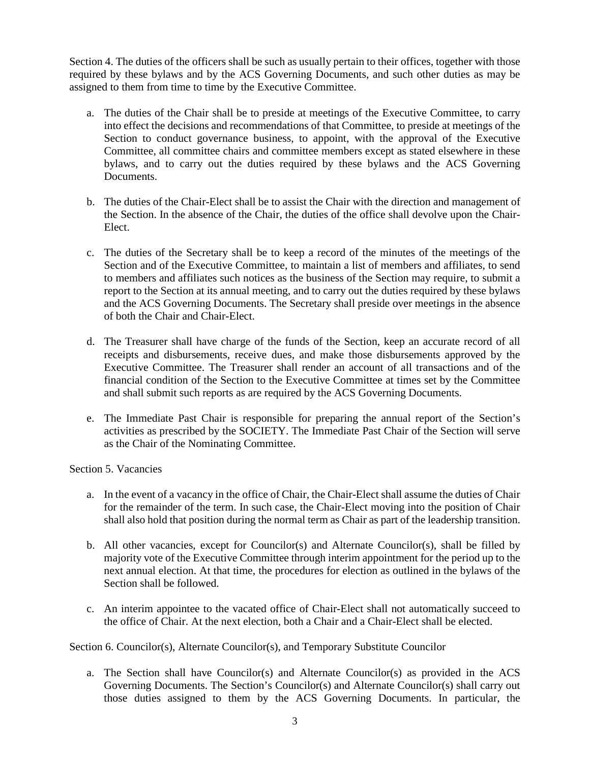Section 4. The duties of the officers shall be such as usually pertain to their offices, together with those required by these bylaws and by the ACS Governing Documents, and such other duties as may be assigned to them from time to time by the Executive Committee.

a. The duties of the Chair shall be to preside at meetings of the Executive Committee, to carry into effect the decisions and recommendations of that Committee, to preside at meetings of the Section to conduct governance business, to appoint, with the approval of the Executive Committee, all committee chairs and committee members except as stated elsewhere in these bylaws, and to carry out the duties required by these bylaws and the ACS Governing Documents.

b. The duties of the Chair-Elect shall be to assist the Chair with the direction and management of the Section. In the absence of the Chair, the duties of the office shall devolve upon the Chair-Elect.

c. The duties of the Secretary shall be to keep a record of the minutes of the meetings of the Section and of the Executive Committee, to maintain a list of members and affiliates, to send to members and affiliates such notices as the business of the Section may require, to submit a report to the Section at its annual meeting, and to carry out the duties required by these bylaws and the ACS Governing Documents. The Secretary shall preside over meetings in the absence of both the Chair and Chair-Elect.

d. The Treasurer shall have charge of the funds of the Section, keep an accurate record of all receipts and disbursements, receive dues, and make those disbursements approved by the Executive Committee. The Treasurer shall render an account of all transactions and of the financial condition of the Section to the Executive Committee at times set by the Committee and shall submit such reports as are required by the ACS Governing Documents.

e. The Immediate Past Chair is responsible for preparing the annual report of the Section's activities as prescribed by the SOCIETY. The Immediate Past Chair of the Section will serve as the Chair of the Nominating Committee.

Section 5. Vacancies

a. In the event of a vacancy in the office of Chair, the Chair-Elect shall assume the duties of Chair for the remainder of the term. In such case, the Chair-Elect moving into the position of Chair shall also hold that position during the normal term as Chair as part of the leadership transition.

b. All other vacancies, except for Councilor(s) and Alternate Councilor(s), shall be filled by majority vote of the Executive Committee through interim appointment for the period up to the next annual election. At that time, the procedures for election as outlined in the bylaws of the Section shall be followed.

c. An interim appointee to the vacated office of Chair-Elect shall not automatically succeed to the office of Chair. At the next election, both a Chair and a Chair-Elect shall be elected.

Section 6. Councilor(s), Alternate Councilor(s), and Temporary Substitute Councilor

a. The Section shall have Councilor(s) and Alternate Councilor(s) as provided in the ACS Governing Documents. The Section's Councilor(s) and Alternate Councilor(s) shall carry out those duties assigned to them by the ACS Governing Documents. In particular, the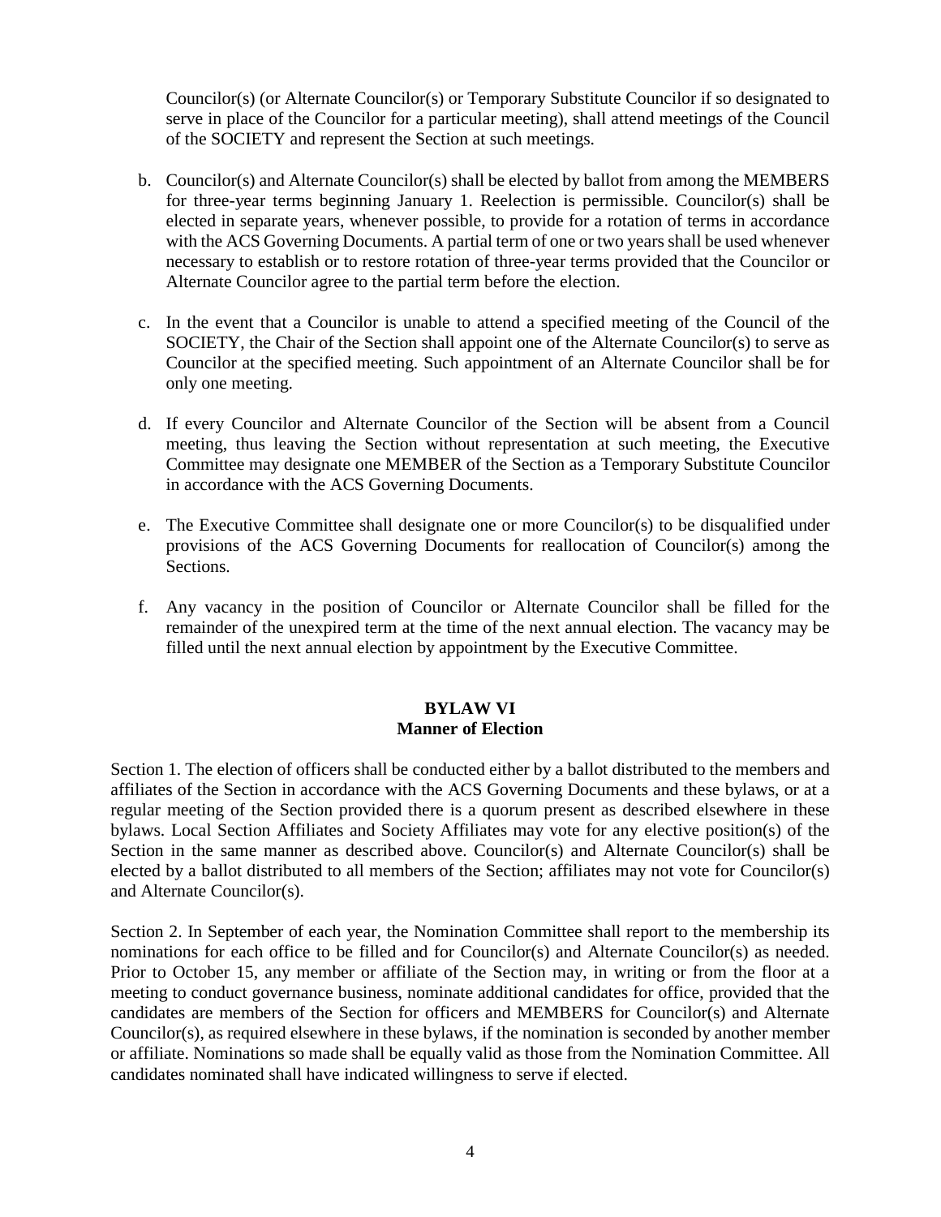Councilor(s) (or Alternate Councilor(s) or Temporary Substitute Councilor if so designated to serve in place of the Councilor for a particular meeting), shall attend meetings of the Council of the SOCIETY and represent the Section at such meetings.

b. Councilor(s) and Alternate Councilor(s) shall be elected by ballot from among the MEMBERS for three-year terms beginning January 1. Reelection is permissible. Councilor(s) shall be elected in separate years, whenever possible, to provide for a rotation of terms in accordance with the ACS Governing Documents. A partial term of one or two years shall be used whenever necessary to establish or to restore rotation of three-year terms provided that the Councilor or Alternate Councilor agree to the partial term before the election.

c. In the event that a Councilor is unable to attend a specified meeting of the Council of the SOCIETY, the Chair of the Section shall appoint one of the Alternate Councilor(s) to serve as Councilor at the specified meeting. Such appointment of an Alternate Councilor shall be for only one meeting.

d. If every Councilor and Alternate Councilor of the Section will be absent from a Council meeting, thus leaving the Section without representation at such meeting, the Executive Committee may designate one MEMBER of the Section as a Temporary Substitute Councilor in accordance with the ACS Governing Documents.

e. The Executive Committee shall designate one or more Councilor(s) to be disqualified under provisions of the ACS Governing Documents for reallocation of Councilor(s) among the Sections.

f. Any vacancy in the position of Councilor or Alternate Councilor shall be filled for the remainder of the unexpired term at the time of the next annual election. The vacancy may be filled until the next annual election by appointment by the Executive Committee.

## BYLAW VI
## Manner of Election

Section 1. The election of officers shall be conducted either by a ballot distributed to the members and affiliates of the Section in accordance with the ACS Governing Documents and these bylaws, or at a regular meeting of the Section provided there is a quorum present as described elsewhere in these bylaws. Local Section Affiliates and Society Affiliates may vote for any elective position(s) of the Section in the same manner as described above. Councilor(s) and Alternate Councilor(s) shall be elected by a ballot distributed to all members of the Section; affiliates may not vote for Councilor(s) and Alternate Councilor(s).

Section 2. In September of each year, the Nomination Committee shall report to the membership its nominations for each office to be filled and for Councilor(s) and Alternate Councilor(s) as needed. Prior to October 15, any member or affiliate of the Section may, in writing or from the floor at a meeting to conduct governance business, nominate additional candidates for office, provided that the candidates are members of the Section for officers and MEMBERS for Councilor(s) and Alternate Councilor(s), as required elsewhere in these bylaws, if the nomination is seconded by another member or affiliate. Nominations so made shall be equally valid as those from the Nomination Committee. All candidates nominated shall have indicated willingness to serve if elected.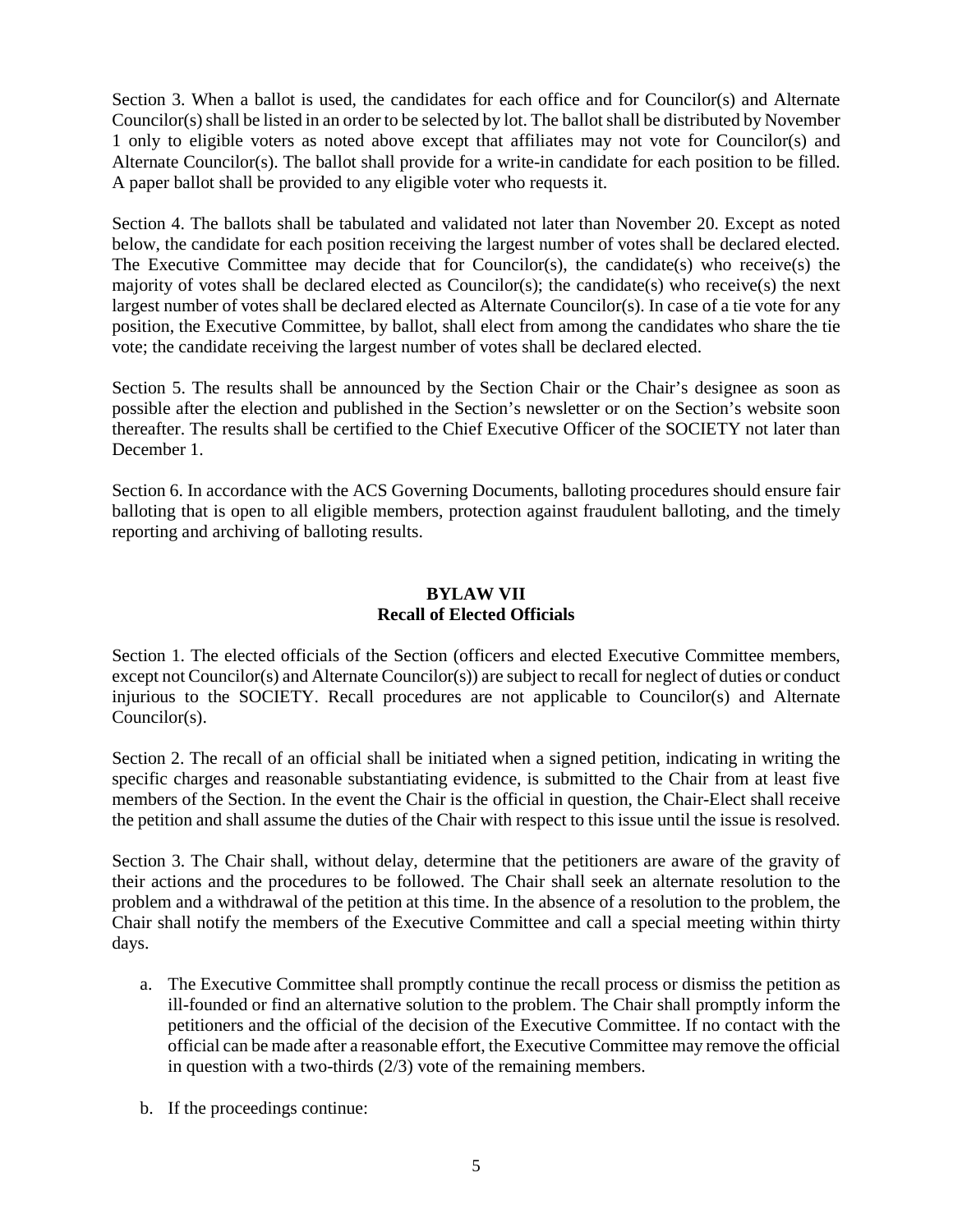Section 3. When a ballot is used, the candidates for each office and for Councilor(s) and Alternate Councilor(s) shall be listed in an order to be selected by lot. The ballot shall be distributed by November 1 only to eligible voters as noted above except that affiliates may not vote for Councilor(s) and Alternate Councilor(s). The ballot shall provide for a write-in candidate for each position to be filled. A paper ballot shall be provided to any eligible voter who requests it.

Section 4. The ballots shall be tabulated and validated not later than November 20. Except as noted below, the candidate for each position receiving the largest number of votes shall be declared elected. The Executive Committee may decide that for Councilor(s), the candidate(s) who receive(s) the majority of votes shall be declared elected as Councilor(s); the candidate(s) who receive(s) the next largest number of votes shall be declared elected as Alternate Councilor(s). In case of a tie vote for any position, the Executive Committee, by ballot, shall elect from among the candidates who share the tie vote; the candidate receiving the largest number of votes shall be declared elected.

Section 5. The results shall be announced by the Section Chair or the Chair's designee as soon as possible after the election and published in the Section's newsletter or on the Section's website soon thereafter. The results shall be certified to the Chief Executive Officer of the SOCIETY not later than December 1.

Section 6. In accordance with the ACS Governing Documents, balloting procedures should ensure fair balloting that is open to all eligible members, protection against fraudulent balloting, and the timely reporting and archiving of balloting results.

## BYLAW VII
## Recall of Elected Officials

Section 1. The elected officials of the Section (officers and elected Executive Committee members, except not Councilor(s) and Alternate Councilor(s)) are subject to recall for neglect of duties or conduct injurious to the SOCIETY. Recall procedures are not applicable to Councilor(s) and Alternate Councilor(s).

Section 2. The recall of an official shall be initiated when a signed petition, indicating in writing the specific charges and reasonable substantiating evidence, is submitted to the Chair from at least five members of the Section. In the event the Chair is the official in question, the Chair-Elect shall receive the petition and shall assume the duties of the Chair with respect to this issue until the issue is resolved.

Section 3. The Chair shall, without delay, determine that the petitioners are aware of the gravity of their actions and the procedures to be followed. The Chair shall seek an alternate resolution to the problem and a withdrawal of the petition at this time. In the absence of a resolution to the problem, the Chair shall notify the members of the Executive Committee and call a special meeting within thirty days.

a. The Executive Committee shall promptly continue the recall process or dismiss the petition as ill-founded or find an alternative solution to the problem. The Chair shall promptly inform the petitioners and the official of the decision of the Executive Committee. If no contact with the official can be made after a reasonable effort, the Executive Committee may remove the official in question with a two-thirds (2/3) vote of the remaining members.

b. If the proceedings continue: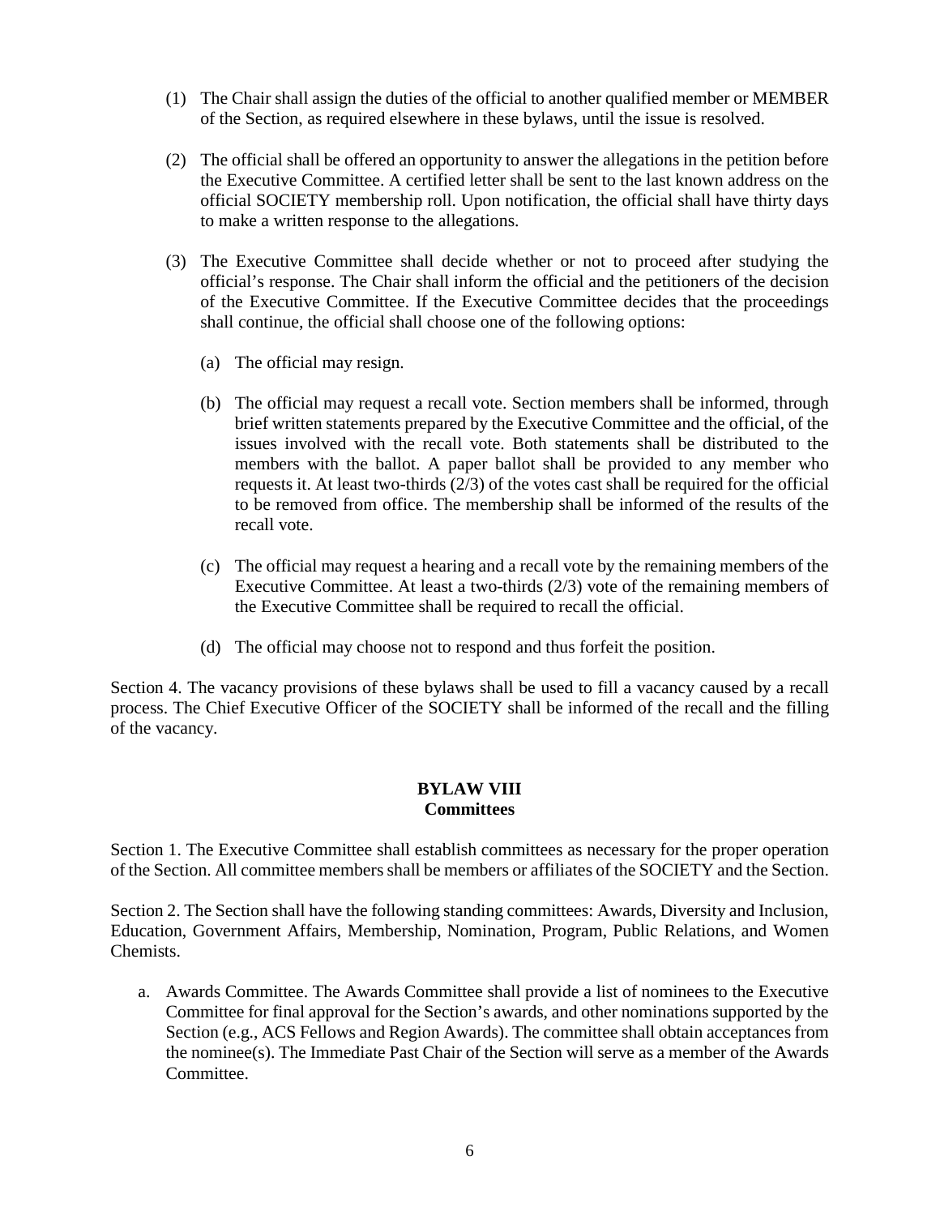(1) The Chair shall assign the duties of the official to another qualified member or MEMBER of the Section, as required elsewhere in these bylaws, until the issue is resolved.

(2) The official shall be offered an opportunity to answer the allegations in the petition before the Executive Committee. A certified letter shall be sent to the last known address on the official SOCIETY membership roll. Upon notification, the official shall have thirty days to make a written response to the allegations.

(3) The Executive Committee shall decide whether or not to proceed after studying the official's response. The Chair shall inform the official and the petitioners of the decision of the Executive Committee. If the Executive Committee decides that the proceedings shall continue, the official shall choose one of the following options:

   (a) The official may resign.

   (b) The official may request a recall vote. Section members shall be informed, through brief written statements prepared by the Executive Committee and the official, of the issues involved with the recall vote. Both statements shall be distributed to the members with the ballot. A paper ballot shall be provided to any member who requests it. At least two-thirds (2/3) of the votes cast shall be required for the official to be removed from office. The membership shall be informed of the results of the recall vote.

   (c) The official may request a hearing and a recall vote by the remaining members of the Executive Committee. At least a two-thirds (2/3) vote of the remaining members of the Executive Committee shall be required to recall the official.

   (d) The official may choose not to respond and thus forfeit the position.

Section 4. The vacancy provisions of these bylaws shall be used to fill a vacancy caused by a recall process. The Chief Executive Officer of the SOCIETY shall be informed of the recall and the filling of the vacancy.

## BYLAW VIII
## Committees

Section 1. The Executive Committee shall establish committees as necessary for the proper operation of the Section. All committee members shall be members or affiliates of the SOCIETY and the Section.

Section 2. The Section shall have the following standing committees: Awards, Diversity and Inclusion, Education, Government Affairs, Membership, Nomination, Program, Public Relations, and Women Chemists.

a. Awards Committee. The Awards Committee shall provide a list of nominees to the Executive Committee for final approval for the Section's awards, and other nominations supported by the Section (e.g., ACS Fellows and Region Awards). The committee shall obtain acceptances from the nominee(s). The Immediate Past Chair of the Section will serve as a member of the Awards Committee.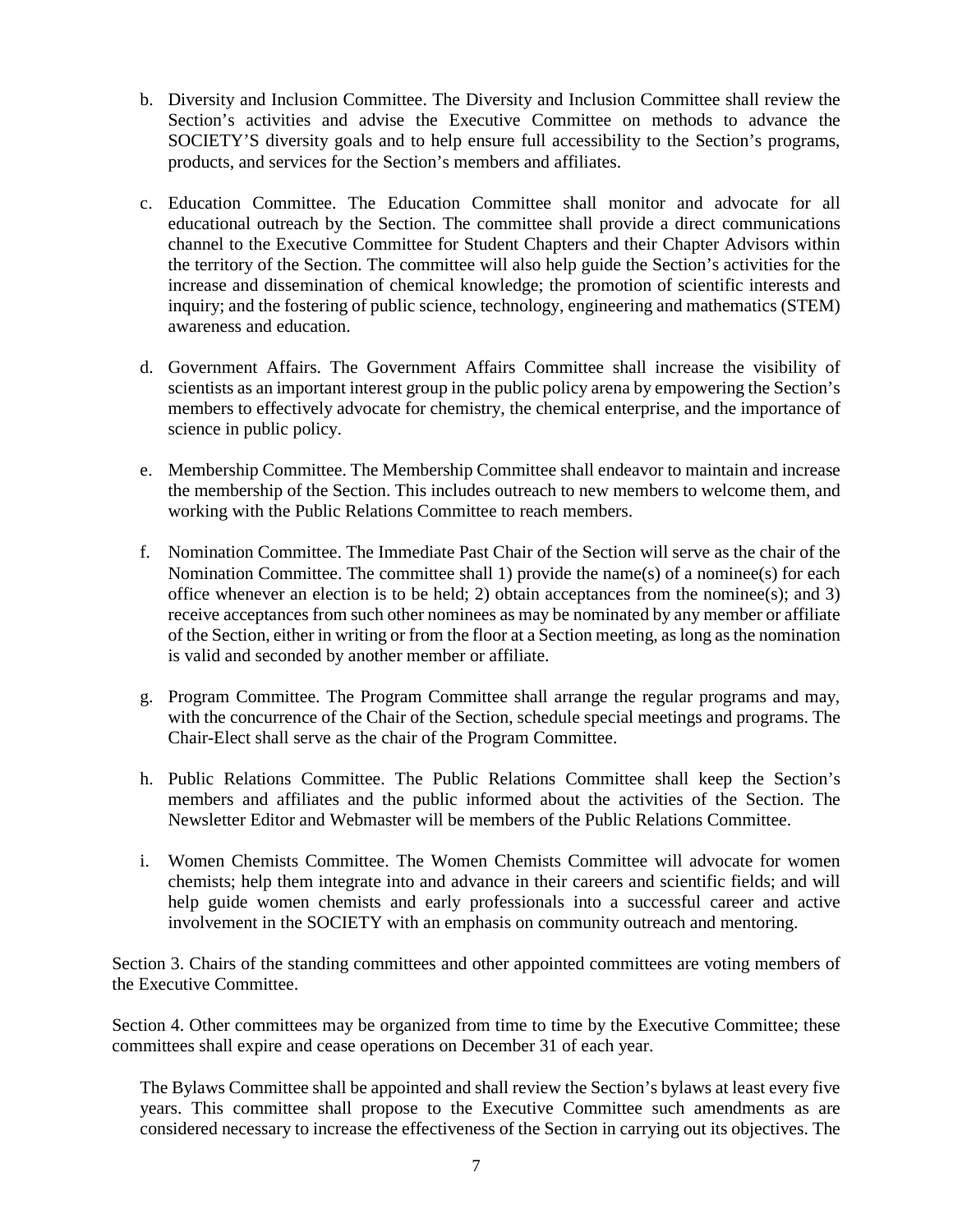b. Diversity and Inclusion Committee. The Diversity and Inclusion Committee shall review the Section's activities and advise the Executive Committee on methods to advance the SOCIETY'S diversity goals and to help ensure full accessibility to the Section's programs, products, and services for the Section's members and affiliates.

c. Education Committee. The Education Committee shall monitor and advocate for all educational outreach by the Section. The committee shall provide a direct communications channel to the Executive Committee for Student Chapters and their Chapter Advisors within the territory of the Section. The committee will also help guide the Section's activities for the increase and dissemination of chemical knowledge; the promotion of scientific interests and inquiry; and the fostering of public science, technology, engineering and mathematics (STEM) awareness and education.

d. Government Affairs. The Government Affairs Committee shall increase the visibility of scientists as an important interest group in the public policy arena by empowering the Section's members to effectively advocate for chemistry, the chemical enterprise, and the importance of science in public policy.

e. Membership Committee. The Membership Committee shall endeavor to maintain and increase the membership of the Section. This includes outreach to new members to welcome them, and working with the Public Relations Committee to reach members.

f. Nomination Committee. The Immediate Past Chair of the Section will serve as the chair of the Nomination Committee. The committee shall 1) provide the name(s) of a nominee(s) for each office whenever an election is to be held; 2) obtain acceptances from the nominee(s); and 3) receive acceptances from such other nominees as may be nominated by any member or affiliate of the Section, either in writing or from the floor at a Section meeting, as long as the nomination is valid and seconded by another member or affiliate.

g. Program Committee. The Program Committee shall arrange the regular programs and may, with the concurrence of the Chair of the Section, schedule special meetings and programs. The Chair-Elect shall serve as the chair of the Program Committee.

h. Public Relations Committee. The Public Relations Committee shall keep the Section's members and affiliates and the public informed about the activities of the Section. The Newsletter Editor and Webmaster will be members of the Public Relations Committee.

i. Women Chemists Committee. The Women Chemists Committee will advocate for women chemists; help them integrate into and advance in their careers and scientific fields; and will help guide women chemists and early professionals into a successful career and active involvement in the SOCIETY with an emphasis on community outreach and mentoring.

Section 3. Chairs of the standing committees and other appointed committees are voting members of the Executive Committee.

Section 4. Other committees may be organized from time to time by the Executive Committee; these committees shall expire and cease operations on December 31 of each year.

The Bylaws Committee shall be appointed and shall review the Section's bylaws at least every five years. This committee shall propose to the Executive Committee such amendments as are considered necessary to increase the effectiveness of the Section in carrying out its objectives. The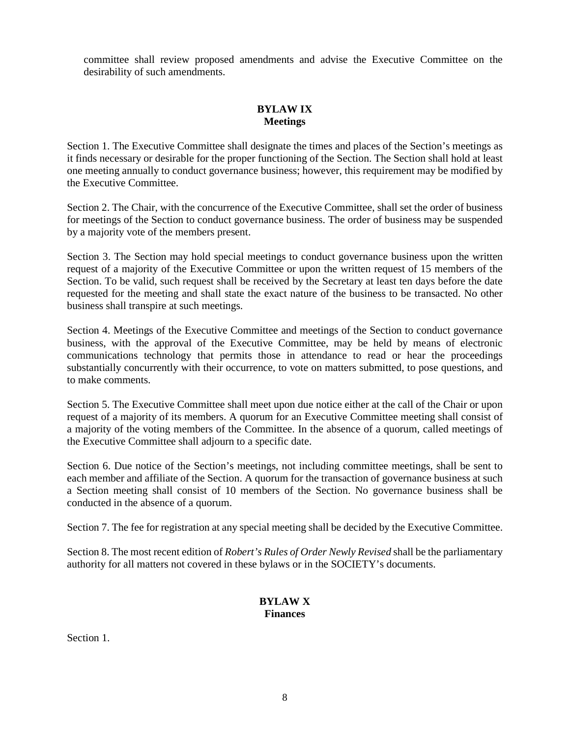committee shall review proposed amendments and advise the Executive Committee on the desirability of such amendments.

## BYLAW IX
## Meetings

Section 1. The Executive Committee shall designate the times and places of the Section's meetings as it finds necessary or desirable for the proper functioning of the Section. The Section shall hold at least one meeting annually to conduct governance business; however, this requirement may be modified by the Executive Committee.

Section 2. The Chair, with the concurrence of the Executive Committee, shall set the order of business for meetings of the Section to conduct governance business. The order of business may be suspended by a majority vote of the members present.

Section 3. The Section may hold special meetings to conduct governance business upon the written request of a majority of the Executive Committee or upon the written request of 15 members of the Section. To be valid, such request shall be received by the Secretary at least ten days before the date requested for the meeting and shall state the exact nature of the business to be transacted. No other business shall transpire at such meetings.

Section 4. Meetings of the Executive Committee and meetings of the Section to conduct governance business, with the approval of the Executive Committee, may be held by means of electronic communications technology that permits those in attendance to read or hear the proceedings substantially concurrently with their occurrence, to vote on matters submitted, to pose questions, and to make comments.

Section 5. The Executive Committee shall meet upon due notice either at the call of the Chair or upon request of a majority of its members. A quorum for an Executive Committee meeting shall consist of a majority of the voting members of the Committee. In the absence of a quorum, called meetings of the Executive Committee shall adjourn to a specific date.

Section 6. Due notice of the Section's meetings, not including committee meetings, shall be sent to each member and affiliate of the Section. A quorum for the transaction of governance business at such a Section meeting shall consist of 10 members of the Section. No governance business shall be conducted in the absence of a quorum.

Section 7. The fee for registration at any special meeting shall be decided by the Executive Committee.

Section 8. The most recent edition of *Robert's Rules of Order Newly Revised* shall be the parliamentary authority for all matters not covered in these bylaws or in the SOCIETY's documents.

## BYLAW X
## Finances

Section 1.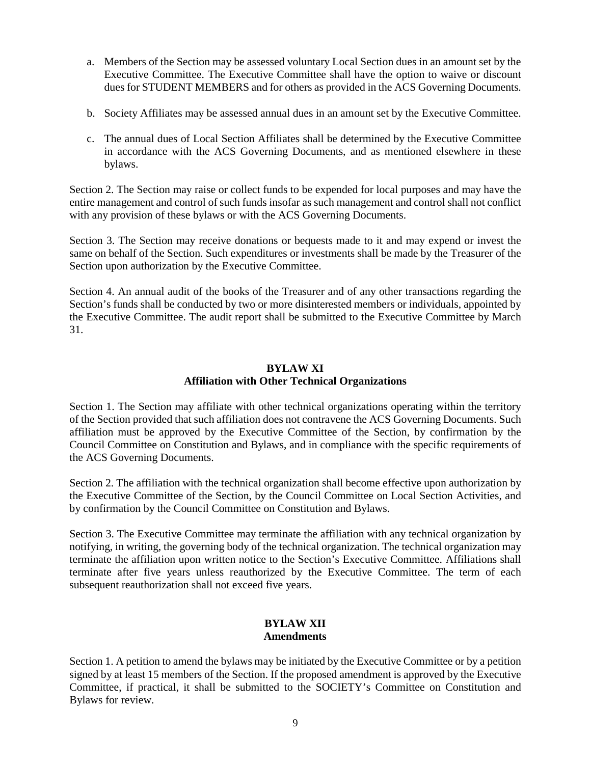a. Members of the Section may be assessed voluntary Local Section dues in an amount set by the Executive Committee. The Executive Committee shall have the option to waive or discount dues for STUDENT MEMBERS and for others as provided in the ACS Governing Documents.

b. Society Affiliates may be assessed annual dues in an amount set by the Executive Committee.

c. The annual dues of Local Section Affiliates shall be determined by the Executive Committee in accordance with the ACS Governing Documents, and as mentioned elsewhere in these bylaws.

Section 2. The Section may raise or collect funds to be expended for local purposes and may have the entire management and control of such funds insofar as such management and control shall not conflict with any provision of these bylaws or with the ACS Governing Documents.

Section 3. The Section may receive donations or bequests made to it and may expend or invest the same on behalf of the Section. Such expenditures or investments shall be made by the Treasurer of the Section upon authorization by the Executive Committee.

Section 4. An annual audit of the books of the Treasurer and of any other transactions regarding the Section's funds shall be conducted by two or more disinterested members or individuals, appointed by the Executive Committee. The audit report shall be submitted to the Executive Committee by March 31.

## BYLAW XI
## Affiliation with Other Technical Organizations

Section 1. The Section may affiliate with other technical organizations operating within the territory of the Section provided that such affiliation does not contravene the ACS Governing Documents. Such affiliation must be approved by the Executive Committee of the Section, by confirmation by the Council Committee on Constitution and Bylaws, and in compliance with the specific requirements of the ACS Governing Documents.

Section 2. The affiliation with the technical organization shall become effective upon authorization by the Executive Committee of the Section, by the Council Committee on Local Section Activities, and by confirmation by the Council Committee on Constitution and Bylaws.

Section 3. The Executive Committee may terminate the affiliation with any technical organization by notifying, in writing, the governing body of the technical organization. The technical organization may terminate the affiliation upon written notice to the Section's Executive Committee. Affiliations shall terminate after five years unless reauthorized by the Executive Committee. The term of each subsequent reauthorization shall not exceed five years.

## BYLAW XII
## Amendments

Section 1. A petition to amend the bylaws may be initiated by the Executive Committee or by a petition signed by at least 15 members of the Section. If the proposed amendment is approved by the Executive Committee, if practical, it shall be submitted to the SOCIETY's Committee on Constitution and Bylaws for review.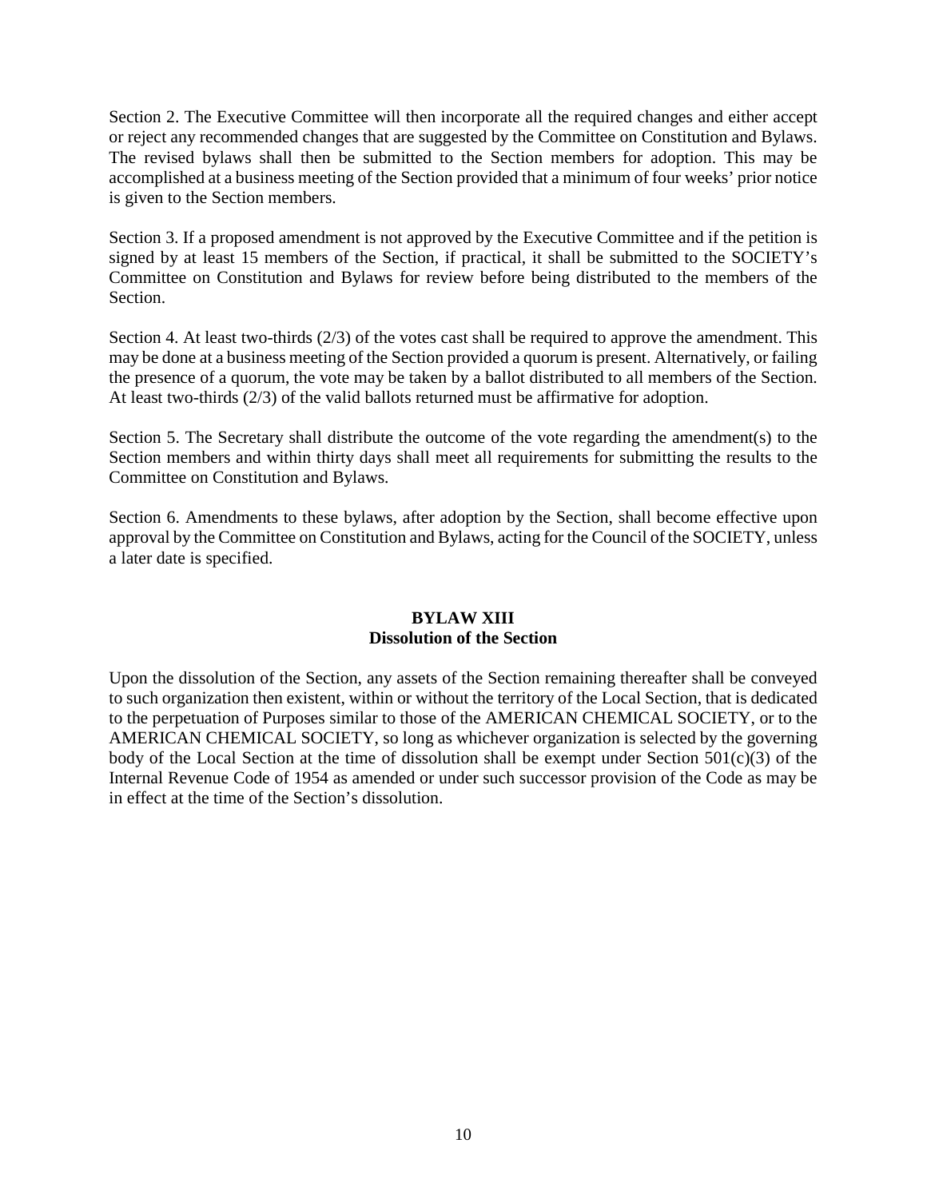Section 2. The Executive Committee will then incorporate all the required changes and either accept or reject any recommended changes that are suggested by the Committee on Constitution and Bylaws. The revised bylaws shall then be submitted to the Section members for adoption. This may be accomplished at a business meeting of the Section provided that a minimum of four weeks' prior notice is given to the Section members.

Section 3. If a proposed amendment is not approved by the Executive Committee and if the petition is signed by at least 15 members of the Section, if practical, it shall be submitted to the SOCIETY's Committee on Constitution and Bylaws for review before being distributed to the members of the Section.

Section 4. At least two-thirds (2/3) of the votes cast shall be required to approve the amendment. This may be done at a business meeting of the Section provided a quorum is present. Alternatively, or failing the presence of a quorum, the vote may be taken by a ballot distributed to all members of the Section. At least two-thirds (2/3) of the valid ballots returned must be affirmative for adoption.

Section 5. The Secretary shall distribute the outcome of the vote regarding the amendment(s) to the Section members and within thirty days shall meet all requirements for submitting the results to the Committee on Constitution and Bylaws.

Section 6. Amendments to these bylaws, after adoption by the Section, shall become effective upon approval by the Committee on Constitution and Bylaws, acting for the Council of the SOCIETY, unless a later date is specified.

## BYLAW XIII
## Dissolution of the Section

Upon the dissolution of the Section, any assets of the Section remaining thereafter shall be conveyed to such organization then existent, within or without the territory of the Local Section, that is dedicated to the perpetuation of Purposes similar to those of the AMERICAN CHEMICAL SOCIETY, or to the AMERICAN CHEMICAL SOCIETY, so long as whichever organization is selected by the governing body of the Local Section at the time of dissolution shall be exempt under Section 501(c)(3) of the Internal Revenue Code of 1954 as amended or under such successor provision of the Code as may be in effect at the time of the Section's dissolution.